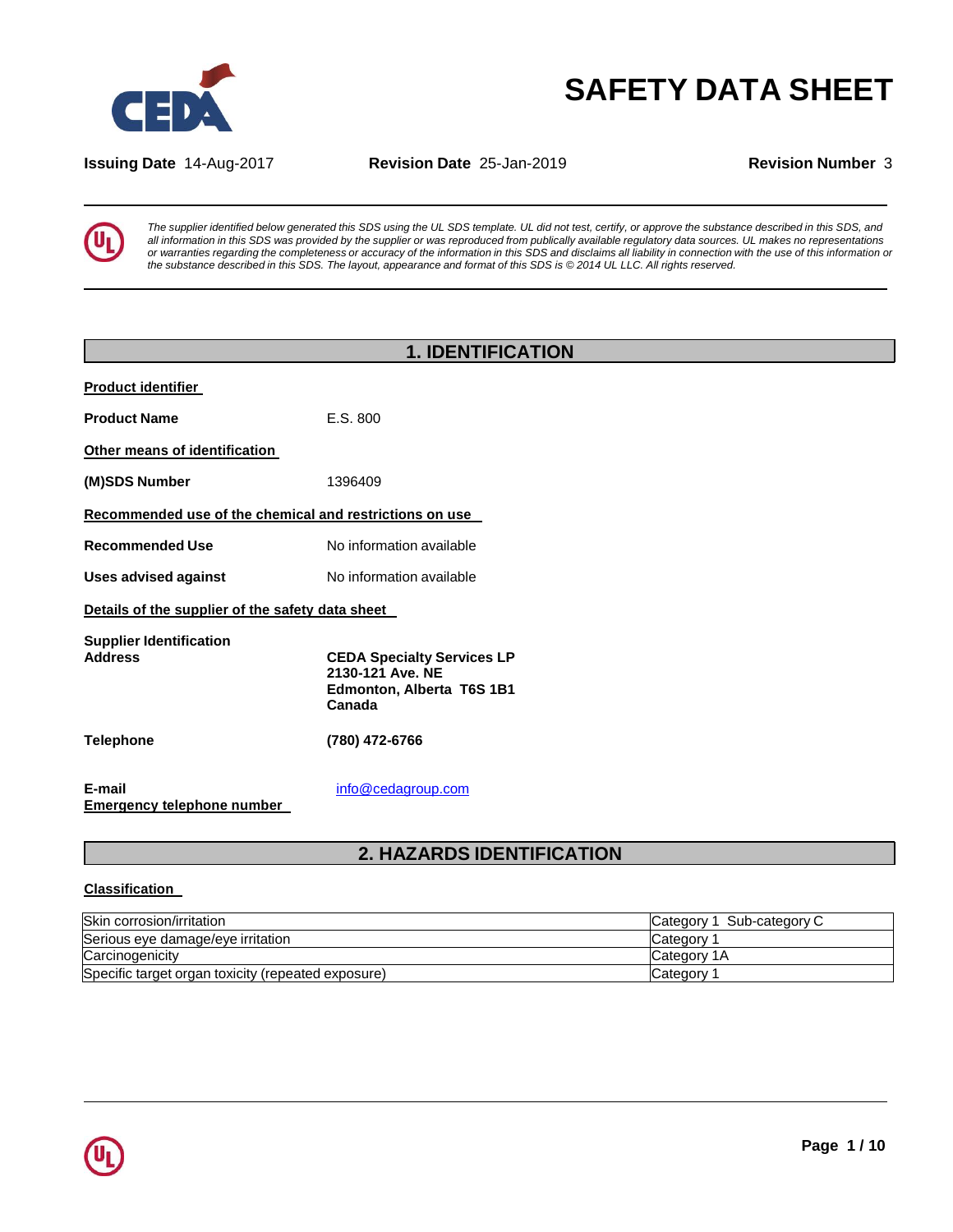# SAFETY DATA SHEET

**Issuing Date** 14-Aug-2017 **Revision Date** 25-Jan-2019 **Revision Number** 3

*The supplier identified below generated this SDS using the UL SDS template. UL did not test, certify, or approve the substance described in this SDS, and all information in this SDS was provided by the supplier or was reproduced from publically available regulatory data sources. UL makes no representations or warranties regarding the completeness or accuracy of the information in this SDS and disclaims all liability in connection with the use of this information or the substance described in this SDS. The layout, appearance and format of this SDS is © 2014 UL LLC. All rights reserved.*

## 1. IDENTIFICATION

**Product identifier**

**Product Name** E.S. 800

**Other means of identification**

**(M)SDS Number** 1396409

**Recommended use of the chemical and restrictions on use**

**Recommended Use** No information available

**Uses advised against** No information available

**Details of the supplier of the safety data sheet**

**Supplier Identification Address**

**CEDA Specialty Services LP**
**2130-121 Ave. NE**
**Edmonton, Alberta T6S 1B1**
**Canada**

**Telephone** **(780) 472-6766**

**E-mail** info@cedagroup.com

**Emergency telephone number**

## 2. HAZARDS IDENTIFICATION

**Classification**

| | |
|---|---|
| Skin corrosion/irritation | Category 1 Sub-category C |
| Serious eye damage/eye irritation | Category 1 |
| Carcinogenicity | Category 1A |
| Specific target organ toxicity (repeated exposure) | Category 1 |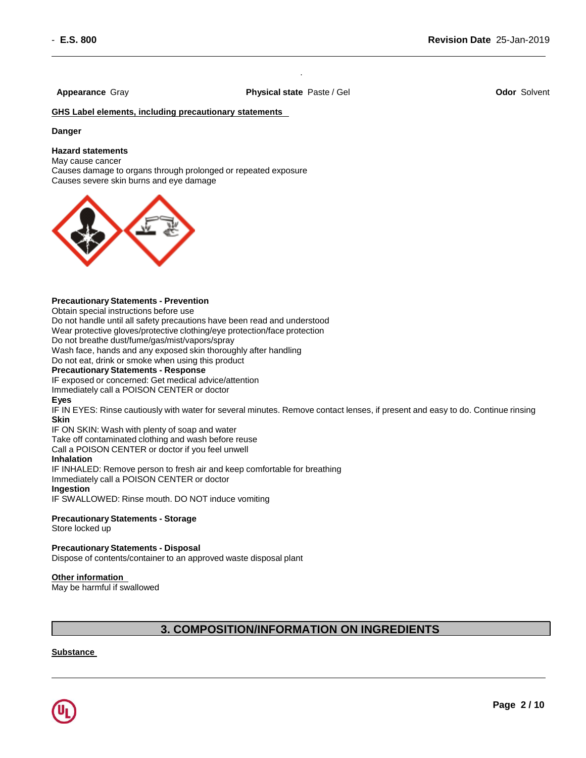**Appearance** Gray **Physical state** Paste / Gel **Odor** Solvent

**GHS Label elements, including precautionary statements**

**Danger**

**Hazard statements**
May cause cancer
Causes damage to organs through prolonged or repeated exposure
Causes severe skin burns and eye damage

**Precautionary Statements - Prevention**
Obtain special instructions before use
Do not handle until all safety precautions have been read and understood
Wear protective gloves/protective clothing/eye protection/face protection
Do not breathe dust/fume/gas/mist/vapors/spray
Wash face, hands and any exposed skin thoroughly after handling
Do not eat, drink or smoke when using this product

**Precautionary Statements - Response**
IF exposed or concerned: Get medical advice/attention
Immediately call a POISON CENTER or doctor

**Eyes**
IF IN EYES: Rinse cautiously with water for several minutes. Remove contact lenses, if present and easy to do. Continue rinsing

**Skin**
IF ON SKIN: Wash with plenty of soap and water
Take off contaminated clothing and wash before reuse
Call a POISON CENTER or doctor if you feel unwell

**Inhalation**
IF INHALED: Remove person to fresh air and keep comfortable for breathing
Immediately call a POISON CENTER or doctor

**Ingestion**
IF SWALLOWED: Rinse mouth. DO NOT induce vomiting

**Precautionary Statements - Storage**
Store locked up

**Precautionary Statements - Disposal**
Dispose of contents/container to an approved waste disposal plant

**Other information**
May be harmful if swallowed

## 3. COMPOSITION/INFORMATION ON INGREDIENTS

**Substance**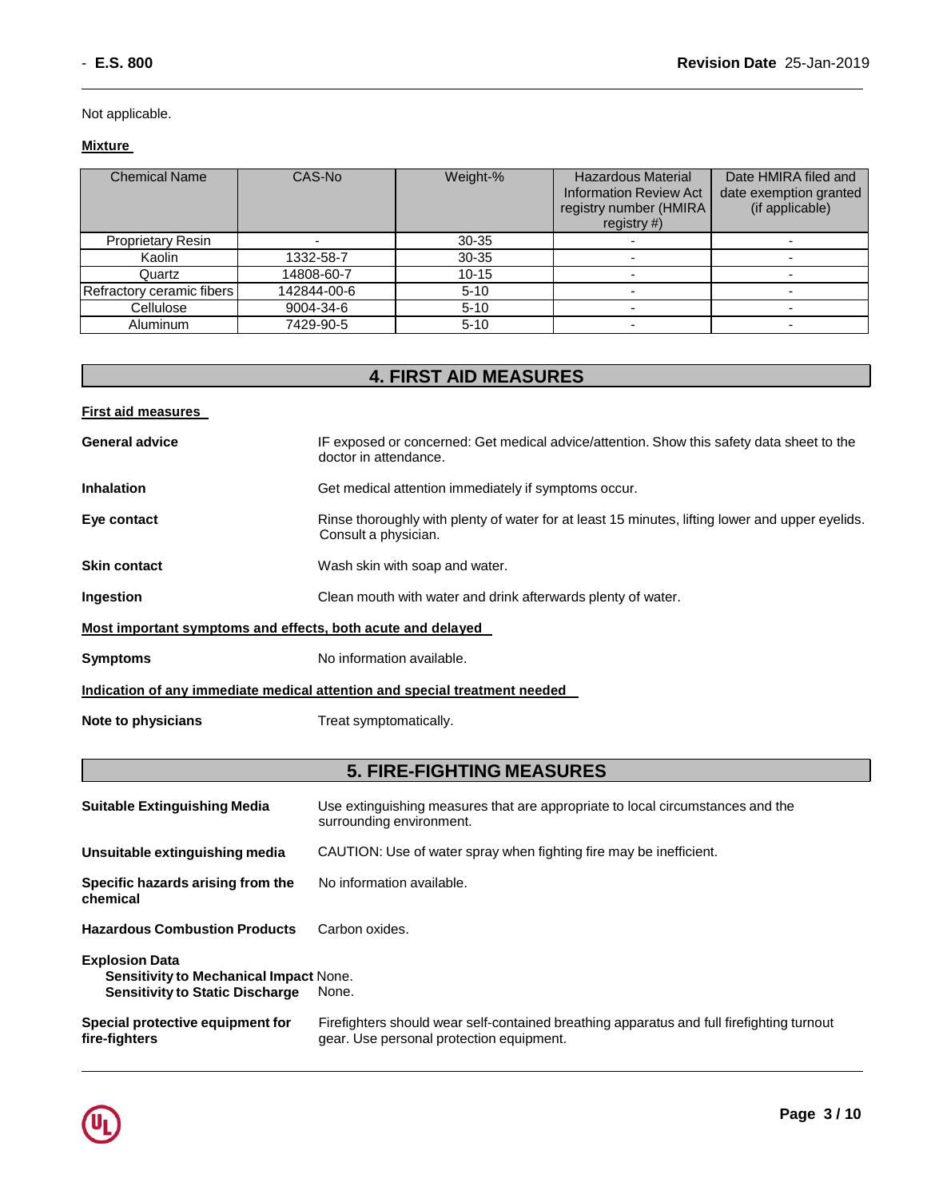Not applicable.

**Mixture**

| Chemical Name | CAS-No | Weight-% | Hazardous Material Information Review Act registry number (HMIRA registry #) | Date HMIRA filed and date exemption granted (if applicable) |
|---|---|---|---|---|
| Proprietary Resin | - | 30-35 | - | - |
| Kaolin | 1332-58-7 | 30-35 | - | - |
| Quartz | 14808-60-7 | 10-15 | - | - |
| Refractory ceramic fibers | 142844-00-6 | 5-10 | - | - |
| Cellulose | 9004-34-6 | 5-10 | - | - |
| Aluminum | 7429-90-5 | 5-10 | - | - |

## 4. FIRST AID MEASURES

**First aid measures**

**General advice** IF exposed or concerned: Get medical advice/attention. Show this safety data sheet to the doctor in attendance.

**Inhalation** Get medical attention immediately if symptoms occur.

**Eye contact** Rinse thoroughly with plenty of water for at least 15 minutes, lifting lower and upper eyelids. Consult a physician.

**Skin contact** Wash skin with soap and water.

**Ingestion** Clean mouth with water and drink afterwards plenty of water.

**Most important symptoms and effects, both acute and delayed**

**Symptoms** No information available.

**Indication of any immediate medical attention and special treatment needed**

**Note to physicians** Treat symptomatically.

## 5. FIRE-FIGHTING MEASURES

**Suitable Extinguishing Media** Use extinguishing measures that are appropriate to local circumstances and the surrounding environment.

**Unsuitable extinguishing media** CAUTION: Use of water spray when fighting fire may be inefficient.

**Specific hazards arising from the chemical** No information available.

**Hazardous Combustion Products** Carbon oxides.

**Explosion Data**
**Sensitivity to Mechanical Impact** None.
**Sensitivity to Static Discharge** None.

**Special protective equipment for fire-fighters** Firefighters should wear self-contained breathing apparatus and full firefighting turnout gear. Use personal protection equipment.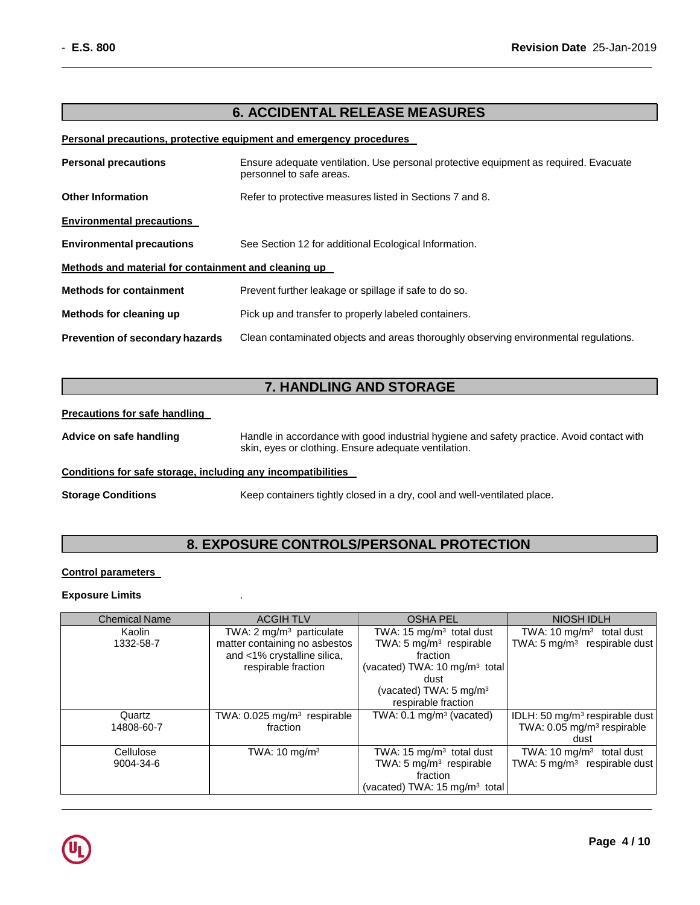## 6. ACCIDENTAL RELEASE MEASURES

**Personal precautions, protective equipment and emergency procedures**

**Personal precautions** Ensure adequate ventilation. Use personal protective equipment as required. Evacuate personnel to safe areas.

**Other Information** Refer to protective measures listed in Sections 7 and 8.

**Environmental precautions**

**Environmental precautions** See Section 12 for additional Ecological Information.

**Methods and material for containment and cleaning up**

**Methods for containment** Prevent further leakage or spillage if safe to do so.

**Methods for cleaning up** Pick up and transfer to properly labeled containers.

**Prevention of secondary hazards** Clean contaminated objects and areas thoroughly observing environmental regulations.

## 7. HANDLING AND STORAGE

**Precautions for safe handling**

**Advice on safe handling** Handle in accordance with good industrial hygiene and safety practice. Avoid contact with skin, eyes or clothing. Ensure adequate ventilation.

**Conditions for safe storage, including any incompatibilities**

**Storage Conditions** Keep containers tightly closed in a dry, cool and well-ventilated place.

## 8. EXPOSURE CONTROLS/PERSONAL PROTECTION

**Control parameters**

**Exposure Limits** .

| Chemical Name | ACGIH TLV | OSHA PEL | NIOSH IDLH |
|---|---|---|---|
| Kaolin<br>1332-58-7 | TWA: 2 mg/m³ particulate matter containing no asbestos and <1% crystalline silica, respirable fraction | TWA: 15 mg/m³ total dust<br>TWA: 5 mg/m³ respirable fraction<br>(vacated) TWA: 10 mg/m³ total dust<br>(vacated) TWA: 5 mg/m³ respirable fraction | TWA: 10 mg/m³ total dust<br>TWA: 5 mg/m³ respirable dust |
| Quartz<br>14808-60-7 | TWA: 0.025 mg/m³ respirable fraction | TWA: 0.1 mg/m³ (vacated) | IDLH: 50 mg/m³ respirable dust<br>TWA: 0.05 mg/m³ respirable dust |
| Cellulose<br>9004-34-6 | TWA: 10 mg/m³ | TWA: 15 mg/m³ total dust<br>TWA: 5 mg/m³ respirable fraction<br>(vacated) TWA: 15 mg/m³ total | TWA: 10 mg/m³ total dust<br>TWA: 5 mg/m³ respirable dust |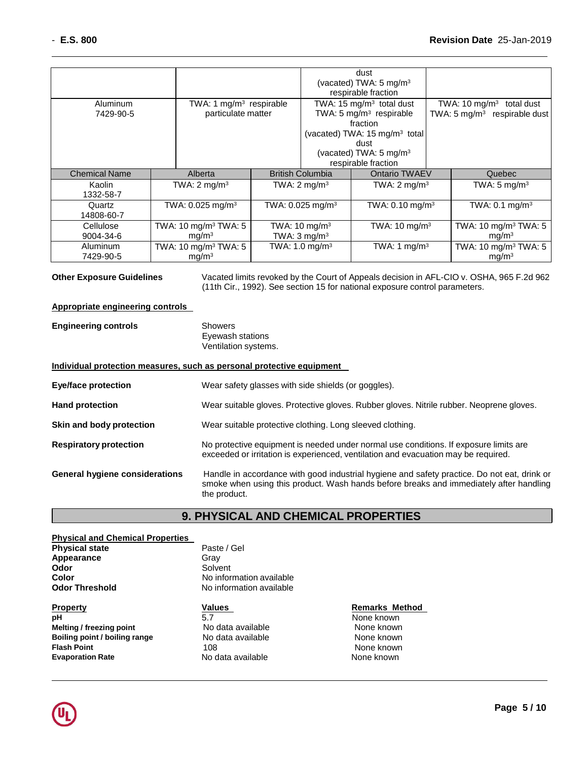| | | | |
|---|---|---|---|
| | | dust<br>(vacated) TWA: 5 mg/m³<br>respirable fraction | |
| Aluminum<br>7429-90-5 | TWA: 1 mg/m³ respirable particulate matter | TWA: 15 mg/m³ total dust<br>TWA: 5 mg/m³ respirable fraction<br>(vacated) TWA: 15 mg/m³ total dust<br>(vacated) TWA: 5 mg/m³<br>respirable fraction | TWA: 10 mg/m³ total dust<br>TWA: 5 mg/m³ respirable dust |

| Chemical Name | Alberta | British Columbia | Ontario TWAEV | Quebec |
|---|---|---|---|---|
| Kaolin<br>1332-58-7 | TWA: 2 mg/m³ | TWA: 2 mg/m³ | TWA: 2 mg/m³ | TWA: 5 mg/m³ |
| Quartz<br>14808-60-7 | TWA: 0.025 mg/m³ | TWA: 0.025 mg/m³ | TWA: 0.10 mg/m³ | TWA: 0.1 mg/m³ |
| Cellulose<br>9004-34-6 | TWA: 10 mg/m³ TWA: 5 mg/m³ | TWA: 10 mg/m³<br>TWA: 3 mg/m³ | TWA: 10 mg/m³ | TWA: 10 mg/m³ TWA: 5 mg/m³ |
| Aluminum<br>7429-90-5 | TWA: 10 mg/m³ TWA: 5 mg/m³ | TWA: 1.0 mg/m³ | TWA: 1 mg/m³ | TWA: 10 mg/m³ TWA: 5 mg/m³ |

**Other Exposure Guidelines** Vacated limits revoked by the Court of Appeals decision in AFL-CIO v. OSHA, 965 F.2d 962 (11th Cir., 1992). See section 15 for national exposure control parameters.

**Appropriate engineering controls**

**Engineering controls** Showers
Eyewash stations
Ventilation systems.

**Individual protection measures, such as personal protective equipment**

**Eye/face protection** Wear safety glasses with side shields (or goggles).

**Hand protection** Wear suitable gloves. Protective gloves. Rubber gloves. Nitrile rubber. Neoprene gloves.

**Skin and body protection** Wear suitable protective clothing. Long sleeved clothing.

**Respiratory protection** No protective equipment is needed under normal use conditions. If exposure limits are exceeded or irritation is experienced, ventilation and evacuation may be required.

**General hygiene considerations** Handle in accordance with good industrial hygiene and safety practice. Do not eat, drink or smoke when using this product. Wash hands before breaks and immediately after handling the product.

## 9. PHYSICAL AND CHEMICAL PROPERTIES

**Physical and Chemical Properties**

**Physical state** Paste / Gel
**Appearance** Gray
**Odor** Solvent
**Color** No information available
**Odor Threshold** No information available

| Property | Values | Remarks Method |
|---|---|---|
| **pH** | 5.7 | None known |
| **Melting / freezing point** | No data available | None known |
| **Boiling point / boiling range** | No data available | None known |
| **Flash Point** | 108 | None known |
| **Evaporation Rate** | No data available | None known |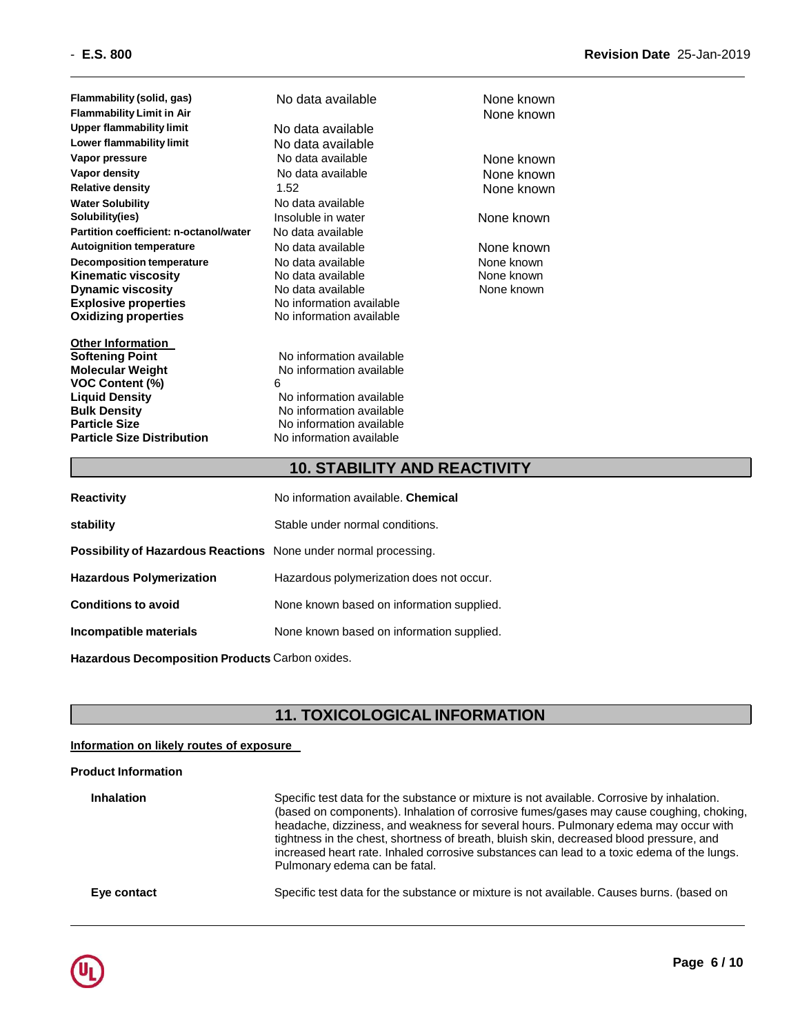| | | |
|---|---|---|
| **Flammability (solid, gas)** | No data available | None known |
| **Flammability Limit in Air** | | None known |
| **Upper flammability limit** | No data available | |
| **Lower flammability limit** | No data available | |
| **Vapor pressure** | No data available | None known |
| **Vapor density** | No data available | None known |
| **Relative density** | 1.52 | None known |
| **Water Solubility** | No data available | |
| **Solubility(ies)** | Insoluble in water | None known |
| **Partition coefficient: n-octanol/water** | No data available | |
| **Autoignition temperature** | No data available | None known |
| **Decomposition temperature** | No data available | None known |
| **Kinematic viscosity** | No data available | None known |
| **Dynamic viscosity** | No data available | None known |
| **Explosive properties** | No information available | |
| **Oxidizing properties** | No information available | |

**Other Information**

| | |
|---|---|
| **Softening Point** | No information available |
| **Molecular Weight** | No information available |
| **VOC Content (%)** | 6 |
| **Liquid Density** | No information available |
| **Bulk Density** | No information available |
| **Particle Size** | No information available |
| **Particle Size Distribution** | No information available |

## 10. STABILITY AND REACTIVITY

| | |
|---|---|
| **Reactivity** | No information available. **Chemical** |
| **stability** | Stable under normal conditions. |
| **Possibility of Hazardous Reactions** | None under normal processing. |
| **Hazardous Polymerization** | Hazardous polymerization does not occur. |
| **Conditions to avoid** | None known based on information supplied. |
| **Incompatible materials** | None known based on information supplied. |
| **Hazardous Decomposition Products** | Carbon oxides. |

## 11. TOXICOLOGICAL INFORMATION

**Information on likely routes of exposure**

**Product Information**

**Inhalation** Specific test data for the substance or mixture is not available. Corrosive by inhalation. (based on components). Inhalation of corrosive fumes/gases may cause coughing, choking, headache, dizziness, and weakness for several hours. Pulmonary edema may occur with tightness in the chest, shortness of breath, bluish skin, decreased blood pressure, and increased heart rate. Inhaled corrosive substances can lead to a toxic edema of the lungs. Pulmonary edema can be fatal.

**Eye contact** Specific test data for the substance or mixture is not available. Causes burns. (based on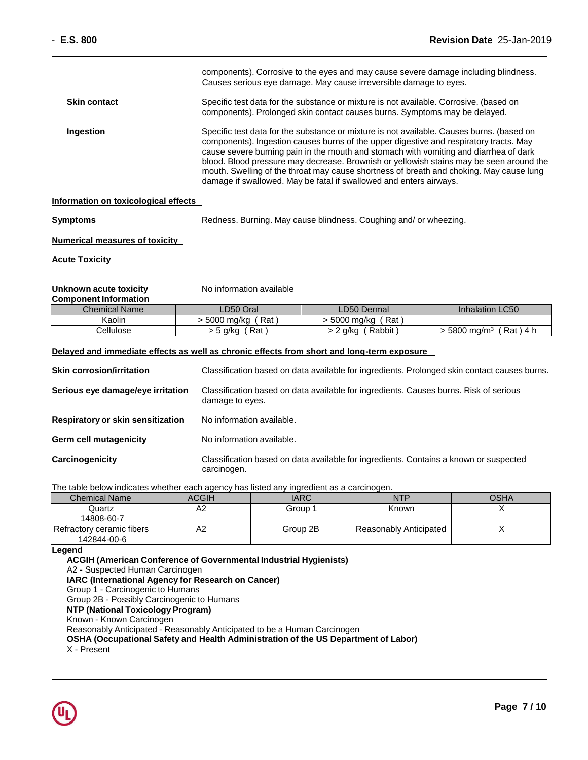components). Corrosive to the eyes and may cause severe damage including blindness. Causes serious eye damage. May cause irreversible damage to eyes.

**Skin contact** Specific test data for the substance or mixture is not available. Corrosive. (based on components). Prolonged skin contact causes burns. Symptoms may be delayed.

**Ingestion** Specific test data for the substance or mixture is not available. Causes burns. (based on components). Ingestion causes burns of the upper digestive and respiratory tracts. May cause severe burning pain in the mouth and stomach with vomiting and diarrhea of dark blood. Blood pressure may decrease. Brownish or yellowish stains may be seen around the mouth. Swelling of the throat may cause shortness of breath and choking. May cause lung damage if swallowed. May be fatal if swallowed and enters airways.

## Information on toxicological effects

**Symptoms** Redness. Burning. May cause blindness. Coughing and/ or wheezing.

## Numerical measures of toxicity

**Acute Toxicity**

**Unknown acute toxicity** No information available

**Component Information**

| Chemical Name | LD50 Oral | LD50 Dermal | Inhalation LC50 |
|---|---|---|---|
| Kaolin | > 5000 mg/kg ( Rat ) | > 5000 mg/kg ( Rat ) | |
| Cellulose | > 5 g/kg ( Rat ) | > 2 g/kg ( Rabbit ) | > 5800 mg/m³ ( Rat ) 4 h |

## Delayed and immediate effects as well as chronic effects from short and long-term exposure

**Skin corrosion/irritation** Classification based on data available for ingredients. Prolonged skin contact causes burns.

**Serious eye damage/eye irritation** Classification based on data available for ingredients. Causes burns. Risk of serious damage to eyes.

**Respiratory or skin sensitization** No information available.

**Germ cell mutagenicity** No information available.

**Carcinogenicity** Classification based on data available for ingredients. Contains a known or suspected carcinogen.

The table below indicates whether each agency has listed any ingredient as a carcinogen.

| Chemical Name | ACGIH | IARC | NTP | OSHA |
|---|---|---|---|---|
| Quartz<br>14808-60-7 | A2 | Group 1 | Known | X |
| Refractory ceramic fibers<br>142844-00-6 | A2 | Group 2B | Reasonably Anticipated | X |

**Legend**

**ACGIH (American Conference of Governmental Industrial Hygienists)**
A2 - Suspected Human Carcinogen
**IARC (International Agency for Research on Cancer)**
Group 1 - Carcinogenic to Humans
Group 2B - Possibly Carcinogenic to Humans
**NTP (National Toxicology Program)**
Known - Known Carcinogen
Reasonably Anticipated - Reasonably Anticipated to be a Human Carcinogen
**OSHA (Occupational Safety and Health Administration of the US Department of Labor)**
X - Present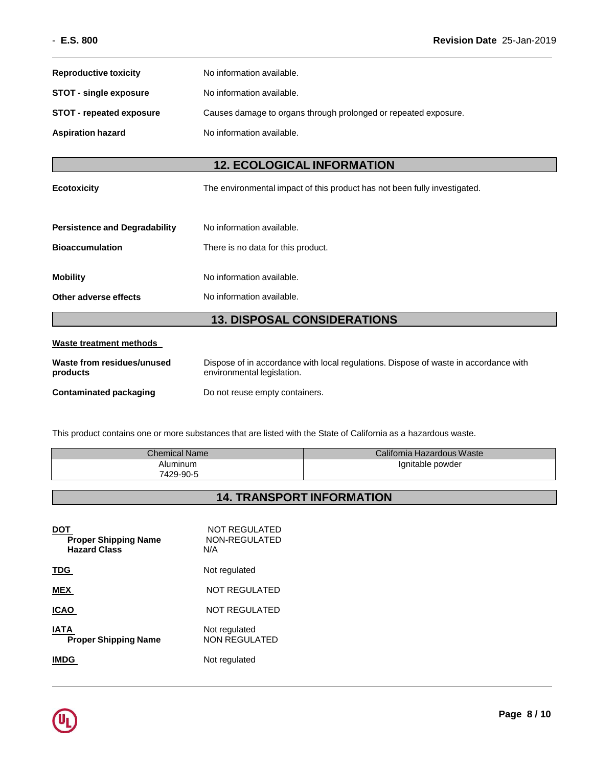| | |
|---|---|
| **Reproductive toxicity** | No information available. |
| **STOT - single exposure** | No information available. |
| **STOT - repeated exposure** | Causes damage to organs through prolonged or repeated exposure. |
| **Aspiration hazard** | No information available. |

## 12. ECOLOGICAL INFORMATION

| | |
|---|---|
| **Ecotoxicity** | The environmental impact of this product has not been fully investigated. |
| **Persistence and Degradability** | No information available. |
| **Bioaccumulation** | There is no data for this product. |
| **Mobility** | No information available. |
| **Other adverse effects** | No information available. |

## 13. DISPOSAL CONSIDERATIONS

**Waste treatment methods**

| | |
|---|---|
| **Waste from residues/unused products** | Dispose of in accordance with local regulations. Dispose of waste in accordance with environmental legislation. |
| **Contaminated packaging** | Do not reuse empty containers. |

This product contains one or more substances that are listed with the State of California as a hazardous waste.

| Chemical Name | California Hazardous Waste |
|---|---|
| Aluminum 7429-90-5 | Ignitable powder |

## 14. TRANSPORT INFORMATION

**DOT** NOT REGULATED
**Proper Shipping Name** NON-REGULATED
**Hazard Class** N/A

**TDG** Not regulated

**MEX** NOT REGULATED

**ICAO** NOT REGULATED

**IATA** Not regulated
**Proper Shipping Name** NON REGULATED

**IMDG** Not regulated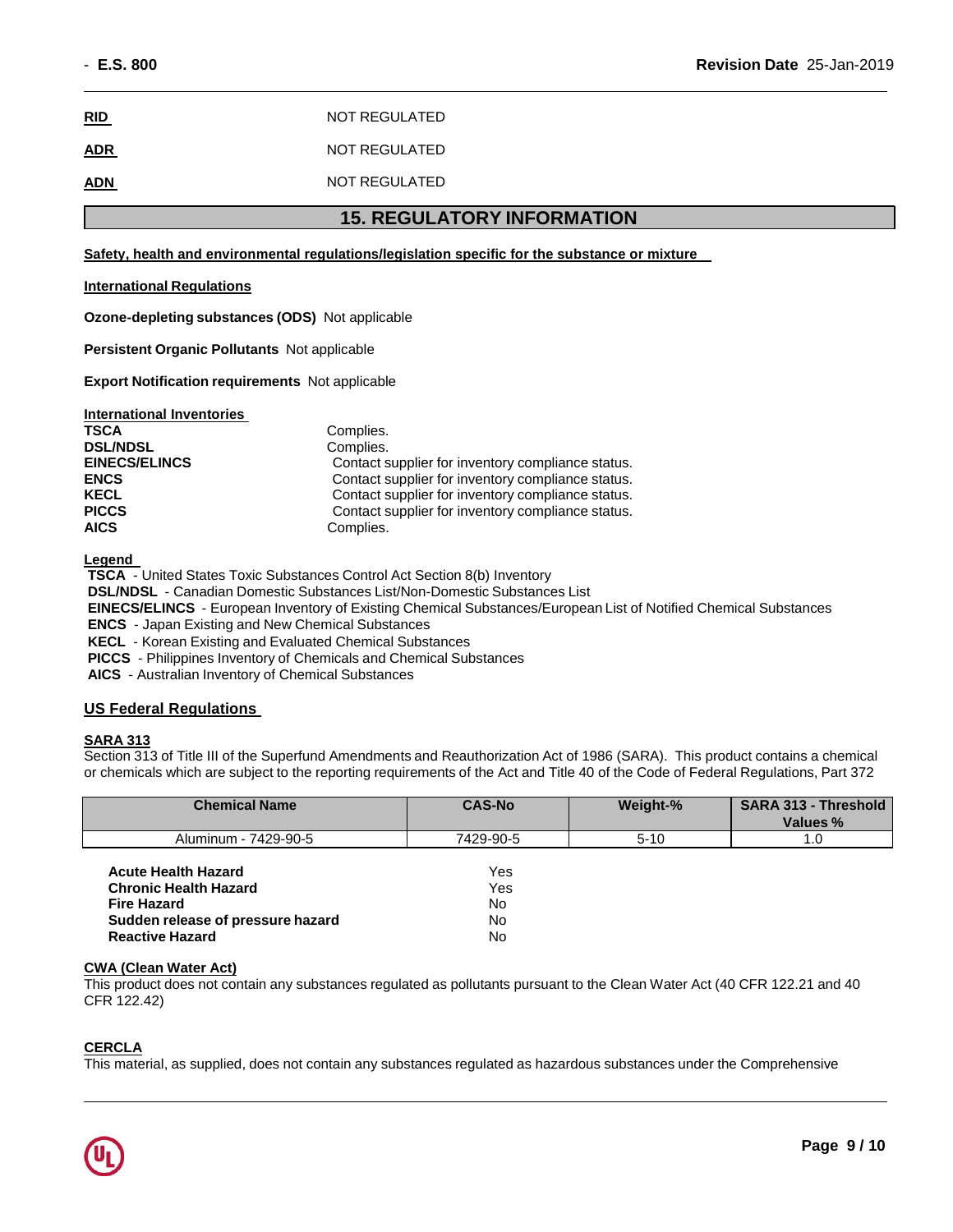| | |
|---|---|
| **RID** | NOT REGULATED |
| **ADR** | NOT REGULATED |
| **ADN** | NOT REGULATED |

## 15. REGULATORY INFORMATION

**Safety, health and environmental regulations/legislation specific for the substance or mixture**

**International Regulations**

**Ozone-depleting substances (ODS)** Not applicable

**Persistent Organic Pollutants** Not applicable

**Export Notification requirements** Not applicable

**International Inventories**

| | |
|---|---|
| **TSCA** | Complies. |
| **DSL/NDSL** | Complies. |
| **EINECS/ELINCS** | Contact supplier for inventory compliance status. |
| **ENCS** | Contact supplier for inventory compliance status. |
| **KECL** | Contact supplier for inventory compliance status. |
| **PICCS** | Contact supplier for inventory compliance status. |
| **AICS** | Complies. |

**Legend**

**TSCA** - United States Toxic Substances Control Act Section 8(b) Inventory
**DSL/NDSL** - Canadian Domestic Substances List/Non-Domestic Substances List
**EINECS/ELINCS** - European Inventory of Existing Chemical Substances/European List of Notified Chemical Substances
**ENCS** - Japan Existing and New Chemical Substances
**KECL** - Korean Existing and Evaluated Chemical Substances
**PICCS** - Philippines Inventory of Chemicals and Chemical Substances
**AICS** - Australian Inventory of Chemical Substances

### US Federal Regulations

**SARA 313**

Section 313 of Title III of the Superfund Amendments and Reauthorization Act of 1986 (SARA). This product contains a chemical or chemicals which are subject to the reporting requirements of the Act and Title 40 of the Code of Federal Regulations, Part 372

| Chemical Name | CAS-No | Weight-% | SARA 313 - Threshold Values % |
|---|---|---|---|
| Aluminum - 7429-90-5 | 7429-90-5 | 5-10 | 1.0 |

| | |
|---|---|
| **Acute Health Hazard** | Yes |
| **Chronic Health Hazard** | Yes |
| **Fire Hazard** | No |
| **Sudden release of pressure hazard** | No |
| **Reactive Hazard** | No |

**CWA (Clean Water Act)**

This product does not contain any substances regulated as pollutants pursuant to the Clean Water Act (40 CFR 122.21 and 40 CFR 122.42)

**CERCLA**

This material, as supplied, does not contain any substances regulated as hazardous substances under the Comprehensive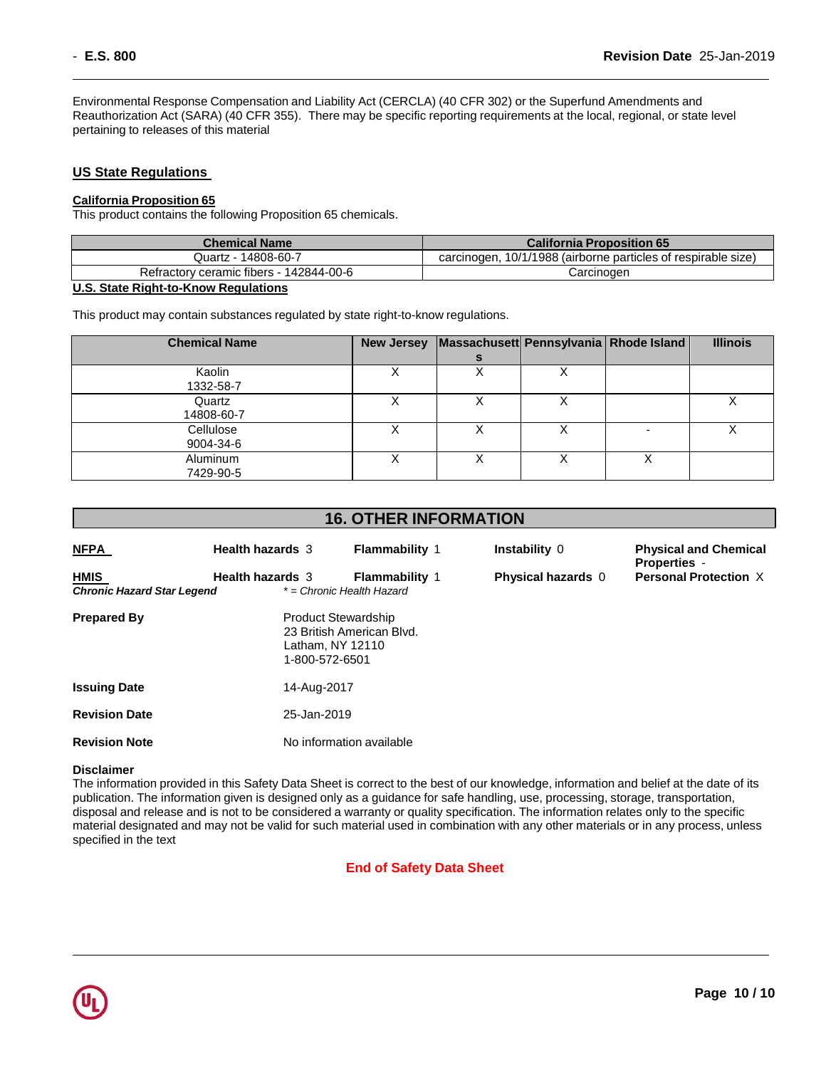Environmental Response Compensation and Liability Act (CERCLA) (40 CFR 302) or the Superfund Amendments and Reauthorization Act (SARA) (40 CFR 355). There may be specific reporting requirements at the local, regional, or state level pertaining to releases of this material

## US State Regulations

### California Proposition 65

This product contains the following Proposition 65 chemicals.

| Chemical Name | California Proposition 65 |
|---|---|
| Quartz - 14808-60-7 | carcinogen, 10/1/1988 (airborne particles of respirable size) |
| Refractory ceramic fibers - 142844-00-6 | Carcinogen |

### U.S. State Right-to-Know Regulations

This product may contain substances regulated by state right-to-know regulations.

| Chemical Name | New Jersey | Massachusetts | Pennsylvania | Rhode Island | Illinois |
|---|---|---|---|---|---|
| Kaolin<br>1332-58-7 | X | X | X | | |
| Quartz<br>14808-60-7 | X | X | X | | X |
| Cellulose<br>9004-34-6 | X | X | X | - | X |
| Aluminum<br>7429-90-5 | X | X | X | X | |

## 16. OTHER INFORMATION

| | | | | |
|---|---|---|---|---|
| **NFPA** | **Health hazards** 3 | **Flammability** 1 | **Instability** 0 | **Physical and Chemical Properties** - |
| **HMIS** | **Health hazards** 3 | **Flammability** 1 | **Physical hazards** 0 | **Personal Protection** X |

***Chronic Hazard Star Legend*** *\* = Chronic Health Hazard*

**Prepared By** Product Stewardship
23 British American Blvd.
Latham, NY 12110
1-800-572-6501

**Issuing Date** 14-Aug-2017

**Revision Date** 25-Jan-2019

**Revision Note** No information available

**Disclaimer**

The information provided in this Safety Data Sheet is correct to the best of our knowledge, information and belief at the date of its publication. The information given is designed only as a guidance for safe handling, use, processing, storage, transportation, disposal and release and is not to be considered a warranty or quality specification. The information relates only to the specific material designated and may not be valid for such material used in combination with any other materials or in any process, unless specified in the text

**End of Safety Data Sheet**